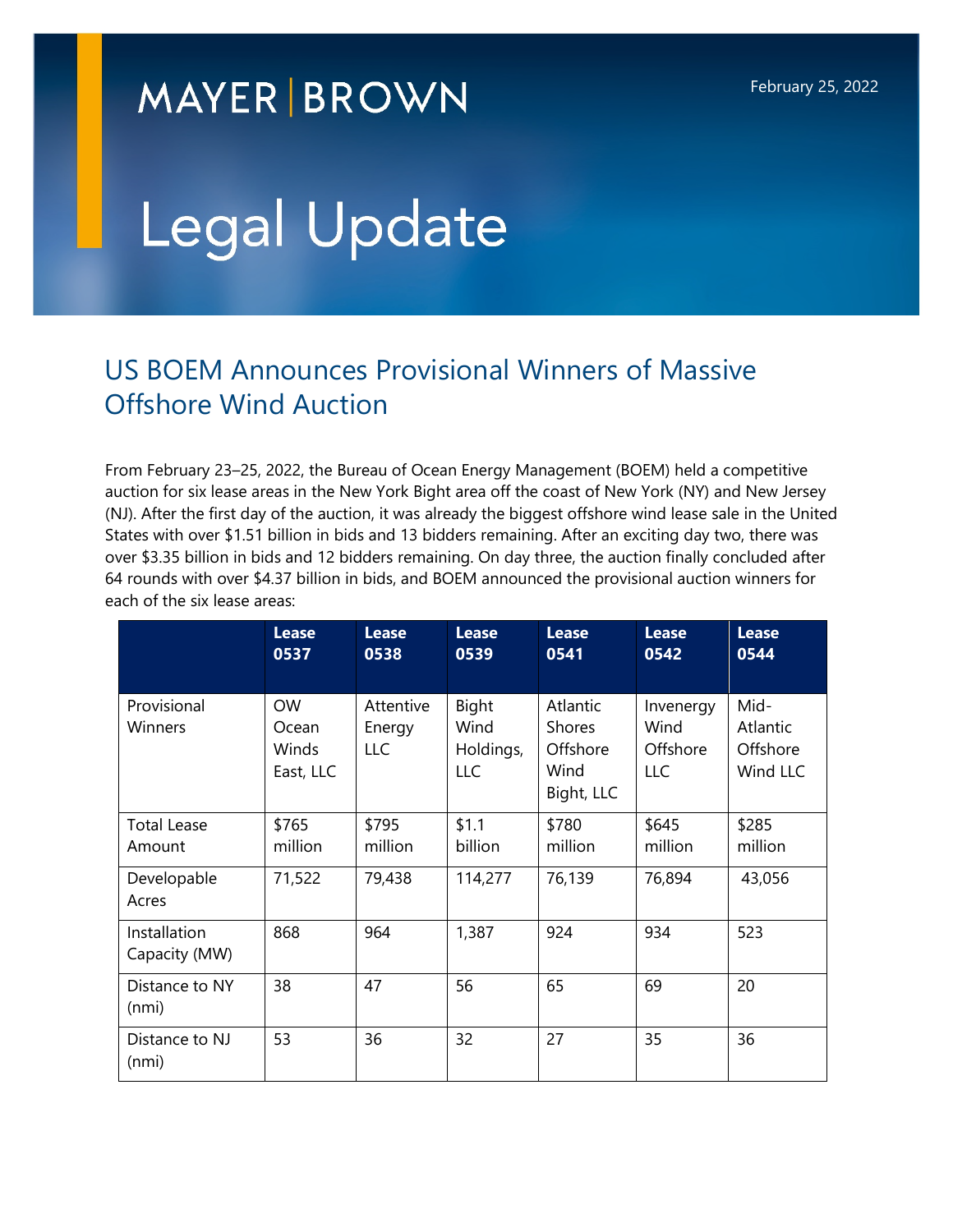MAYER | BROWN

February 25, 2022

# Legal Update

## US BOEM Announces Provisional Winners of Massive Offshore Wind Auction

From February 23–25, 2022, the Bureau of Ocean Energy Management (BOEM) held a competitive auction for six lease areas in the New York Bight area off the coast of New York (NY) and New Jersey (NJ). After the first day of the auction, it was already the biggest offshore wind lease sale in the United States with over $1.51 billion in bids and 13 bidders remaining. After an exciting day two, there was over $3.35 billion in bids and 12 bidders remaining. On day three, the auction finally concluded after 64 rounds with over $4.37 billion in bids, and BOEM announced the provisional auction winners for each of the six lease areas:

| | Lease 0537 | Lease 0538 | Lease 0539 | Lease 0541 | Lease 0542 | Lease 0544 |
|---|---|---|---|---|---|---|
| Provisional Winners | OW Ocean Winds East, LLC | Attentive Energy LLC | Bight Wind Holdings, LLC | Atlantic Shores Offshore Wind Bight, LLC | Invenergy Wind Offshore LLC | Mid-Atlantic Offshore Wind LLC |
| Total Lease Amount | $765 million | $795 million | $1.1 billion | $780 million | $645 million | $285 million |
| Developable Acres | 71,522 | 79,438 | 114,277 | 76,139 | 76,894 | 43,056 |
| Installation Capacity (MW) | 868 | 964 | 1,387 | 924 | 934 | 523 |
| Distance to NY (nmi) | 38 | 47 | 56 | 65 | 69 | 20 |
| Distance to NJ (nmi) | 53 | 36 | 32 | 27 | 35 | 36 |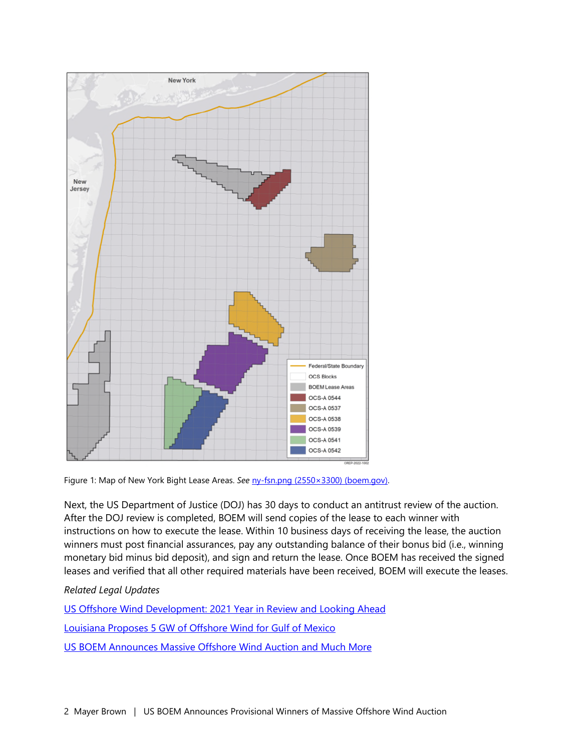Figure 1: Map of New York Bight Lease Areas. *See* [ny-fsn.png (2550×3300) (boem.gov)](ny-fsn.png (2550×3300) (boem.gov)).

Next, the US Department of Justice (DOJ) has 30 days to conduct an antitrust review of the auction. After the DOJ review is completed, BOEM will send copies of the lease to each winner with instructions on how to execute the lease. Within 10 business days of receiving the lease, the auction winners must post financial assurances, pay any outstanding balance of their bonus bid (i.e., winning monetary bid minus bid deposit), and sign and return the lease. Once BOEM has received the signed leases and verified that all other required materials have been received, BOEM will execute the leases.

*Related Legal Updates*

US Offshore Wind Development: 2021 Year in Review and Looking Ahead

Louisiana Proposes 5 GW of Offshore Wind for Gulf of Mexico

US BOEM Announces Massive Offshore Wind Auction and Much More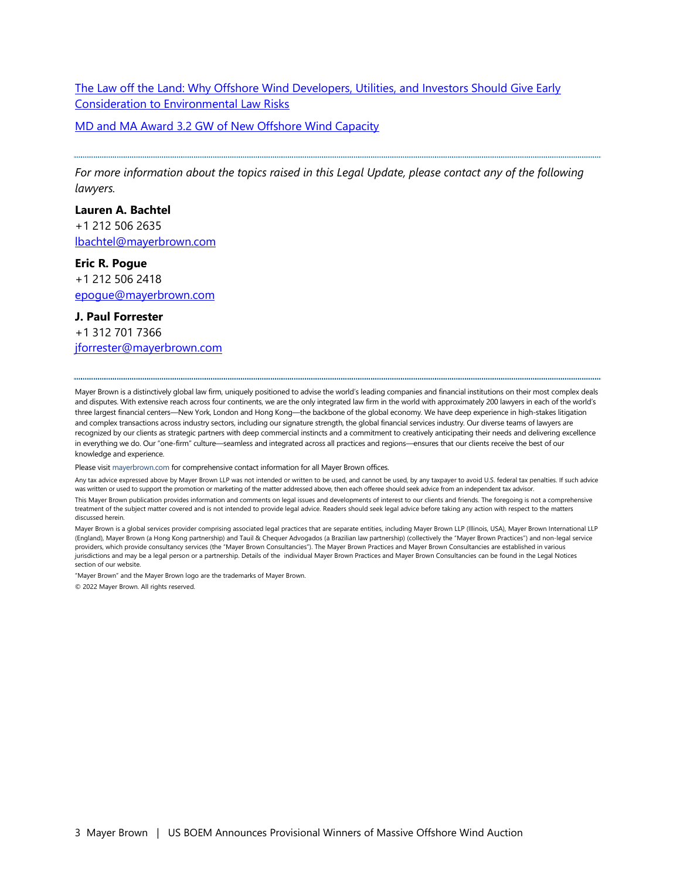[The Law off the Land: Why Offshore Wind Developers, Utilities, and Investors Should Give Early Consideration to Environmental Law Risks]

[MD and MA Award 3.2 GW of New Offshore Wind Capacity]

---

*For more information about the topics raised in this Legal Update, please contact any of the following lawyers.*

**Lauren A. Bachtel**
+1 212 506 2635
lbachtel@mayerbrown.com

**Eric R. Pogue**
+1 212 506 2418
epogue@mayerbrown.com

**J. Paul Forrester**
+1 312 701 7366
jforrester@mayerbrown.com

---

Mayer Brown is a distinctively global law firm, uniquely positioned to advise the world's leading companies and financial institutions on their most complex deals and disputes. With extensive reach across four continents, we are the only integrated law firm in the world with approximately 200 lawyers in each of the world's three largest financial centers—New York, London and Hong Kong—the backbone of the global economy. We have deep experience in high-stakes litigation and complex transactions across industry sectors, including our signature strength, the global financial services industry. Our diverse teams of lawyers are recognized by our clients as strategic partners with deep commercial instincts and a commitment to creatively anticipating their needs and delivering excellence in everything we do. Our "one-firm" culture—seamless and integrated across all practices and regions—ensures that our clients receive the best of our knowledge and experience.

Please visit mayerbrown.com for comprehensive contact information for all Mayer Brown offices.

Any tax advice expressed above by Mayer Brown LLP was not intended or written to be used, and cannot be used, by any taxpayer to avoid U.S. federal tax penalties. If such advice was written or used to support the promotion or marketing of the matter addressed above, then each offeree should seek advice from an independent tax advisor.

This Mayer Brown publication provides information and comments on legal issues and developments of interest to our clients and friends. The foregoing is not a comprehensive treatment of the subject matter covered and is not intended to provide legal advice. Readers should seek legal advice before taking any action with respect to the matters discussed herein.

Mayer Brown is a global services provider comprising associated legal practices that are separate entities, including Mayer Brown LLP (Illinois, USA), Mayer Brown International LLP (England), Mayer Brown (a Hong Kong partnership) and Tauil & Chequer Advogados (a Brazilian law partnership) (collectively the "Mayer Brown Practices") and non-legal service providers, which provide consultancy services (the "Mayer Brown Consultancies"). The Mayer Brown Practices and Mayer Brown Consultancies are established in various jurisdictions and may be a legal person or a partnership. Details of the individual Mayer Brown Practices and Mayer Brown Consultancies can be found in the Legal Notices section of our website.

"Mayer Brown" and the Mayer Brown logo are the trademarks of Mayer Brown.

© 2022 Mayer Brown. All rights reserved.